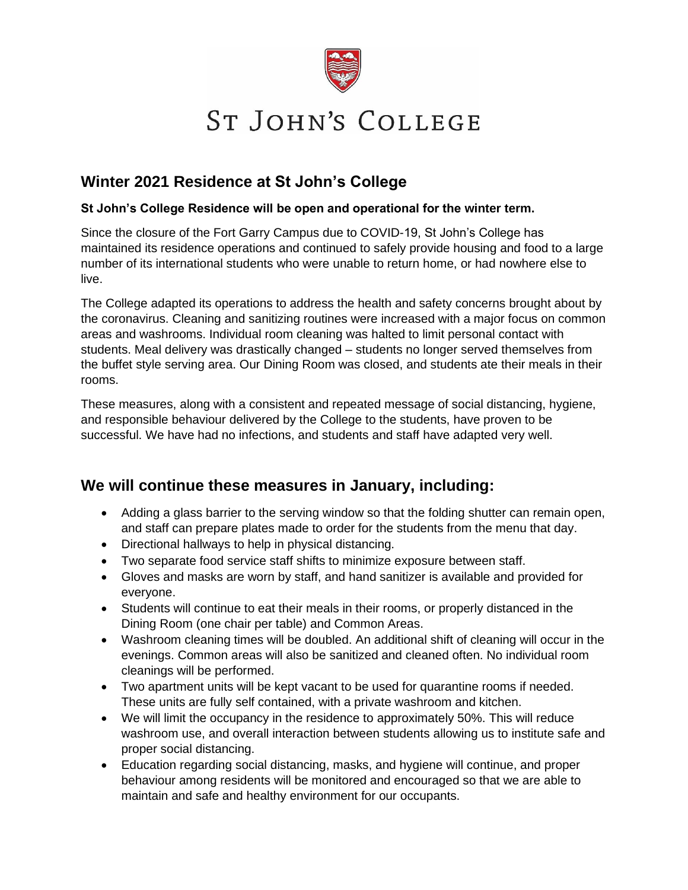# ST JOHN'S COLLEGE

## Winter 2021 Residence at St John's College

**St John's College Residence will be open and operational for the winter term.**

Since the closure of the Fort Garry Campus due to COVID-19, St John's College has maintained its residence operations and continued to safely provide housing and food to a large number of its international students who were unable to return home, or had nowhere else to live.

The College adapted its operations to address the health and safety concerns brought about by the coronavirus. Cleaning and sanitizing routines were increased with a major focus on common areas and washrooms. Individual room cleaning was halted to limit personal contact with students. Meal delivery was drastically changed – students no longer served themselves from the buffet style serving area. Our Dining Room was closed, and students ate their meals in their rooms.

These measures, along with a consistent and repeated message of social distancing, hygiene, and responsible behaviour delivered by the College to the students, have proven to be successful. We have had no infections, and students and staff have adapted very well.

## We will continue these measures in January, including:

- Adding a glass barrier to the serving window so that the folding shutter can remain open, and staff can prepare plates made to order for the students from the menu that day.
- Directional hallways to help in physical distancing.
- Two separate food service staff shifts to minimize exposure between staff.
- Gloves and masks are worn by staff, and hand sanitizer is available and provided for everyone.
- Students will continue to eat their meals in their rooms, or properly distanced in the Dining Room (one chair per table) and Common Areas.
- Washroom cleaning times will be doubled. An additional shift of cleaning will occur in the evenings. Common areas will also be sanitized and cleaned often. No individual room cleanings will be performed.
- Two apartment units will be kept vacant to be used for quarantine rooms if needed. These units are fully self contained, with a private washroom and kitchen.
- We will limit the occupancy in the residence to approximately 50%. This will reduce washroom use, and overall interaction between students allowing us to institute safe and proper social distancing.
- Education regarding social distancing, masks, and hygiene will continue, and proper behaviour among residents will be monitored and encouraged so that we are able to maintain and safe and healthy environment for our occupants.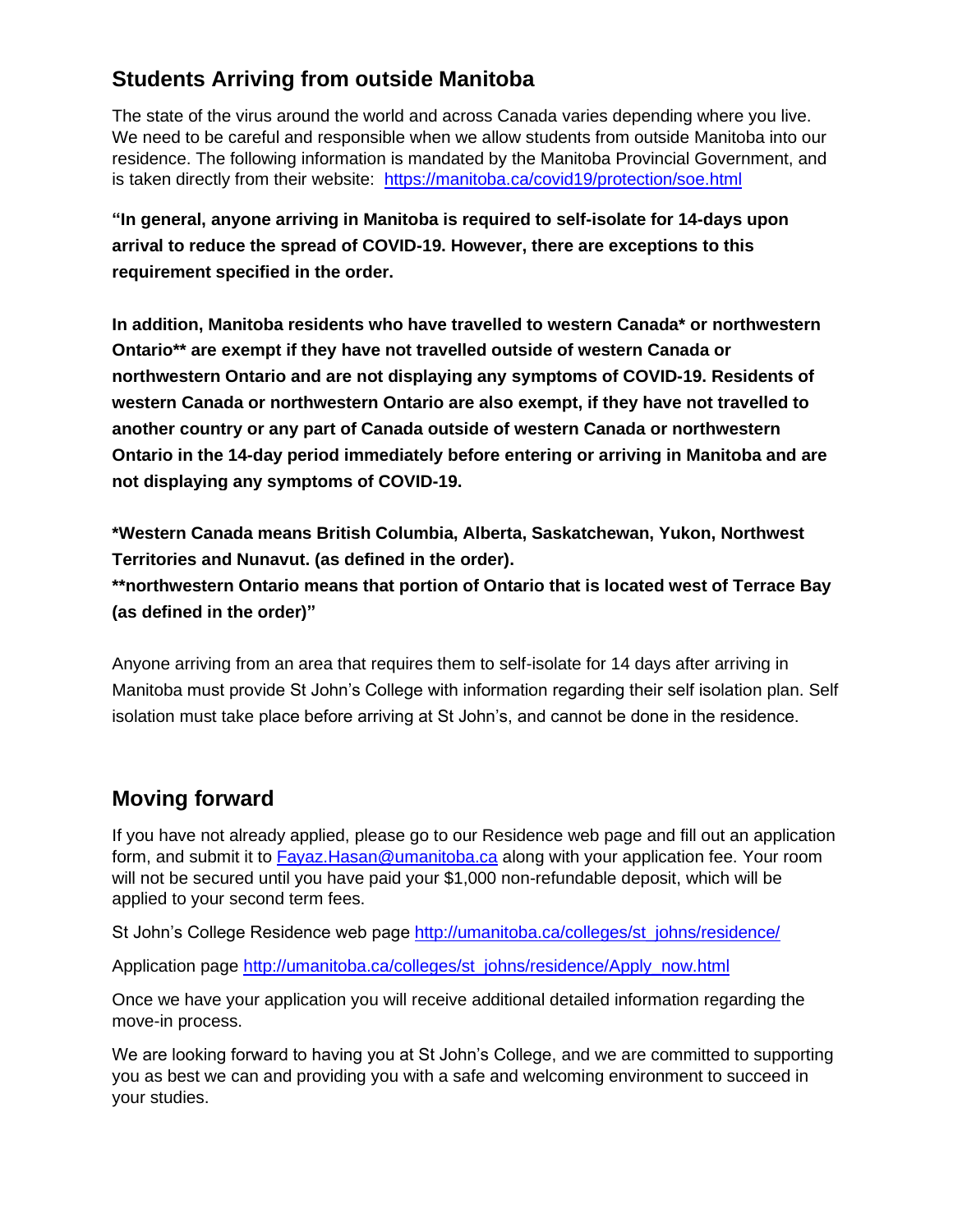## Students Arriving from outside Manitoba

The state of the virus around the world and across Canada varies depending where you live. We need to be careful and responsible when we allow students from outside Manitoba into our residence. The following information is mandated by the Manitoba Provincial Government, and is taken directly from their website: https://manitoba.ca/covid19/protection/soe.html

**"In general, anyone arriving in Manitoba is required to self-isolate for 14-days upon arrival to reduce the spread of COVID-19. However, there are exceptions to this requirement specified in the order.**

**In addition, Manitoba residents who have travelled to western Canada* or northwestern Ontario** are exempt if they have not travelled outside of western Canada or northwestern Ontario and are not displaying any symptoms of COVID-19. Residents of western Canada or northwestern Ontario are also exempt, if they have not travelled to another country or any part of Canada outside of western Canada or northwestern Ontario in the 14-day period immediately before entering or arriving in Manitoba and are not displaying any symptoms of COVID-19.**

**\*Western Canada means British Columbia, Alberta, Saskatchewan, Yukon, Northwest Territories and Nunavut. (as defined in the order).**
**\*\*northwestern Ontario means that portion of Ontario that is located west of Terrace Bay (as defined in the order)"**

Anyone arriving from an area that requires them to self-isolate for 14 days after arriving in Manitoba must provide St John's College with information regarding their self isolation plan. Self isolation must take place before arriving at St John's, and cannot be done in the residence.

## Moving forward

If you have not already applied, please go to our Residence web page and fill out an application form, and submit it to Fayaz.Hasan@umanitoba.ca along with your application fee. Your room will not be secured until you have paid your $1,000 non-refundable deposit, which will be applied to your second term fees.

St John's College Residence web page http://umanitoba.ca/colleges/st_johns/residence/

Application page http://umanitoba.ca/colleges/st_johns/residence/Apply_now.html

Once we have your application you will receive additional detailed information regarding the move-in process.

We are looking forward to having you at St John's College, and we are committed to supporting you as best we can and providing you with a safe and welcoming environment to succeed in your studies.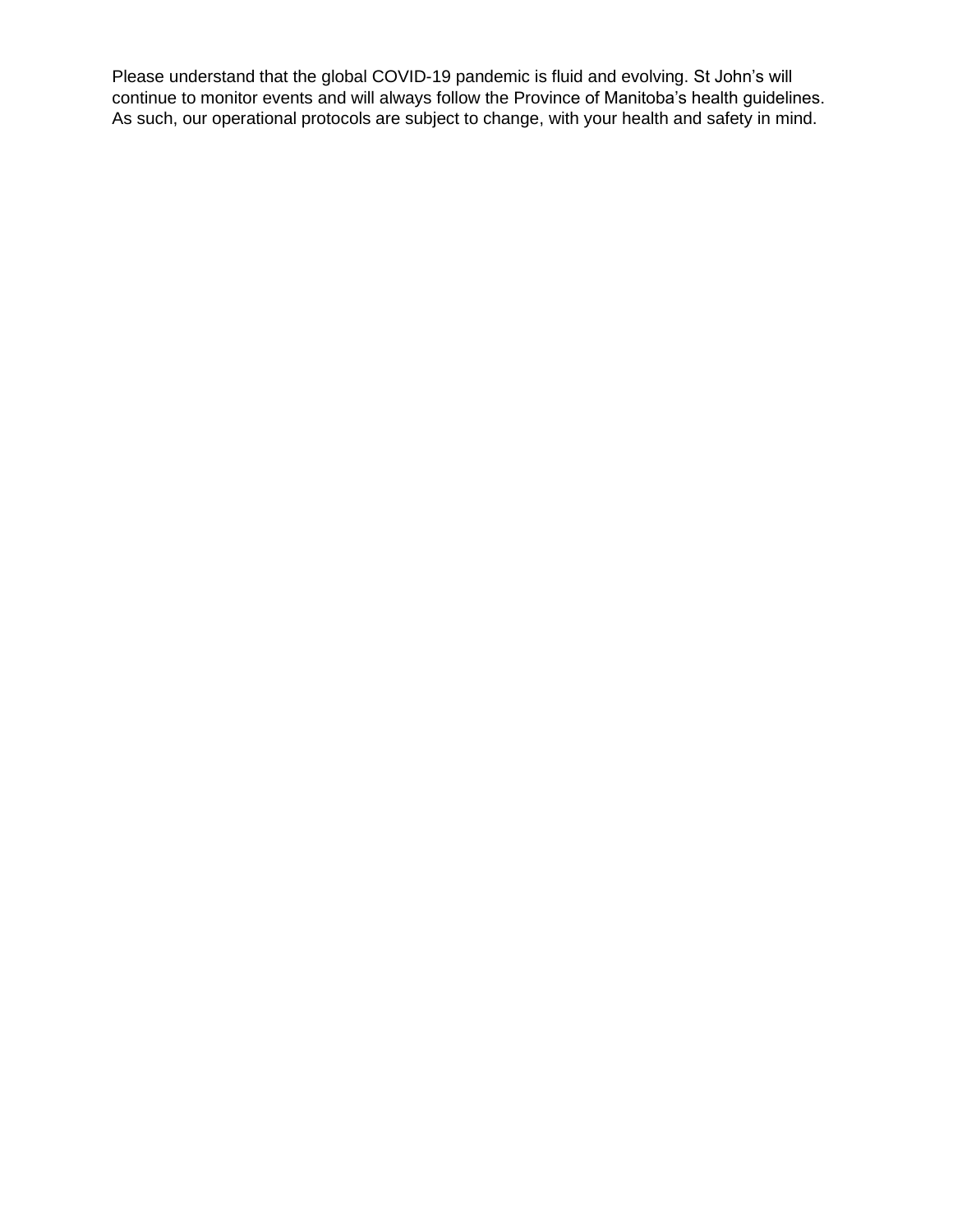Please understand that the global COVID-19 pandemic is fluid and evolving. St John's will continue to monitor events and will always follow the Province of Manitoba's health guidelines. As such, our operational protocols are subject to change, with your health and safety in mind.